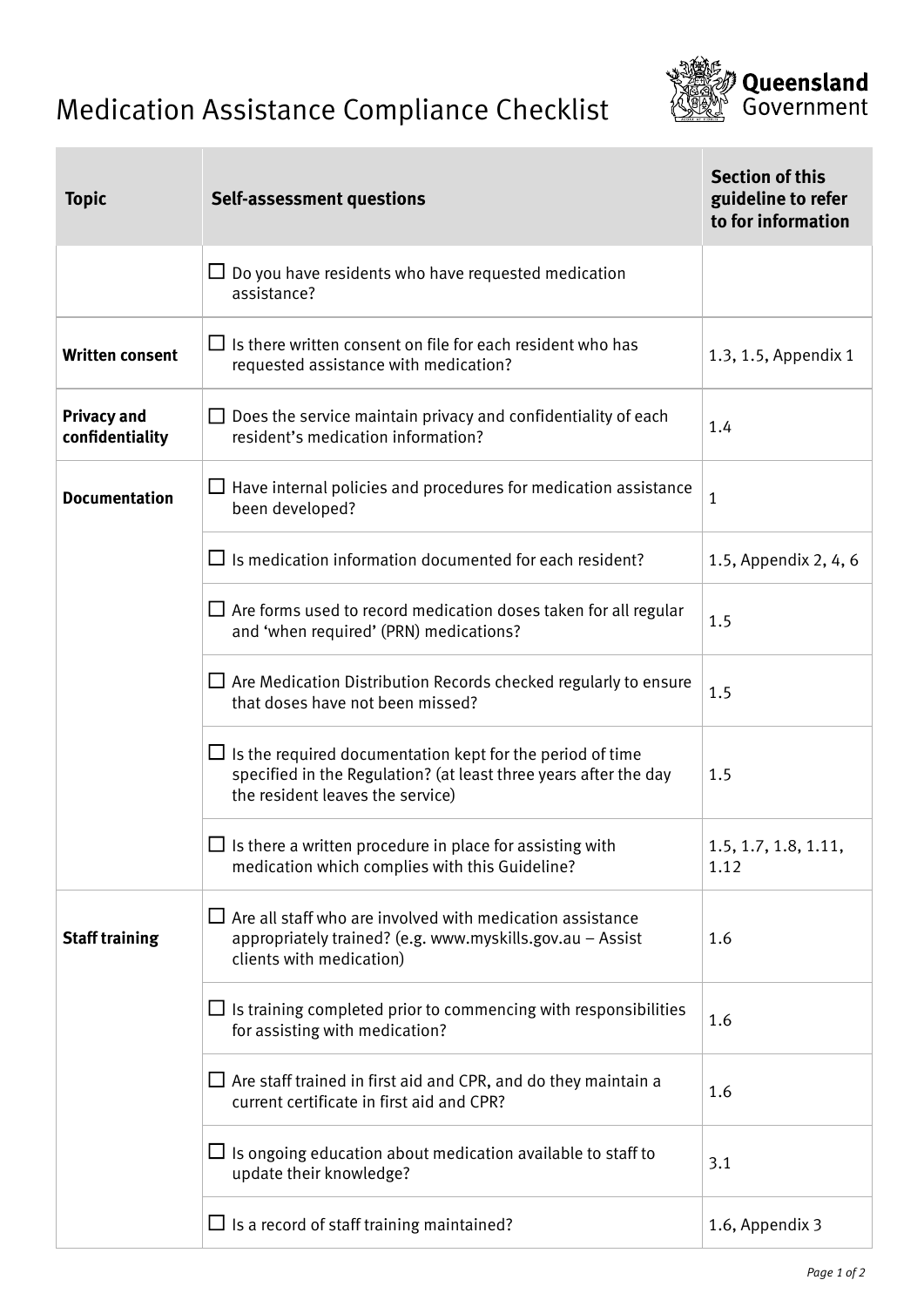# Medication Assistance Compliance Checklist

Queensland Government

| Topic | Self-assessment questions | Section of this guideline to refer to for information |
|---|---|---|
| | ☐ Do you have residents who have requested medication assistance? | |
| **Written consent** | ☐ Is there written consent on file for each resident who has requested assistance with medication? | 1.3, 1.5, Appendix 1 |
| **Privacy and confidentiality** | ☐ Does the service maintain privacy and confidentiality of each resident's medication information? | 1.4 |
| **Documentation** | ☐ Have internal policies and procedures for medication assistance been developed? | 1 |
| | ☐ Is medication information documented for each resident? | 1.5, Appendix 2, 4, 6 |
| | ☐ Are forms used to record medication doses taken for all regular and 'when required' (PRN) medications? | 1.5 |
| | ☐ Are Medication Distribution Records checked regularly to ensure that doses have not been missed? | 1.5 |
| | ☐ Is the required documentation kept for the period of time specified in the Regulation? (at least three years after the day the resident leaves the service) | 1.5 |
| | ☐ Is there a written procedure in place for assisting with medication which complies with this Guideline? | 1.5, 1.7, 1.8, 1.11, 1.12 |
| **Staff training** | ☐ Are all staff who are involved with medication assistance appropriately trained? (e.g. www.myskills.gov.au – Assist clients with medication) | 1.6 |
| | ☐ Is training completed prior to commencing with responsibilities for assisting with medication? | 1.6 |
| | ☐ Are staff trained in first aid and CPR, and do they maintain a current certificate in first aid and CPR? | 1.6 |
| | ☐ Is ongoing education about medication available to staff to update their knowledge? | 3.1 |
| | ☐ Is a record of staff training maintained? | 1.6, Appendix 3 |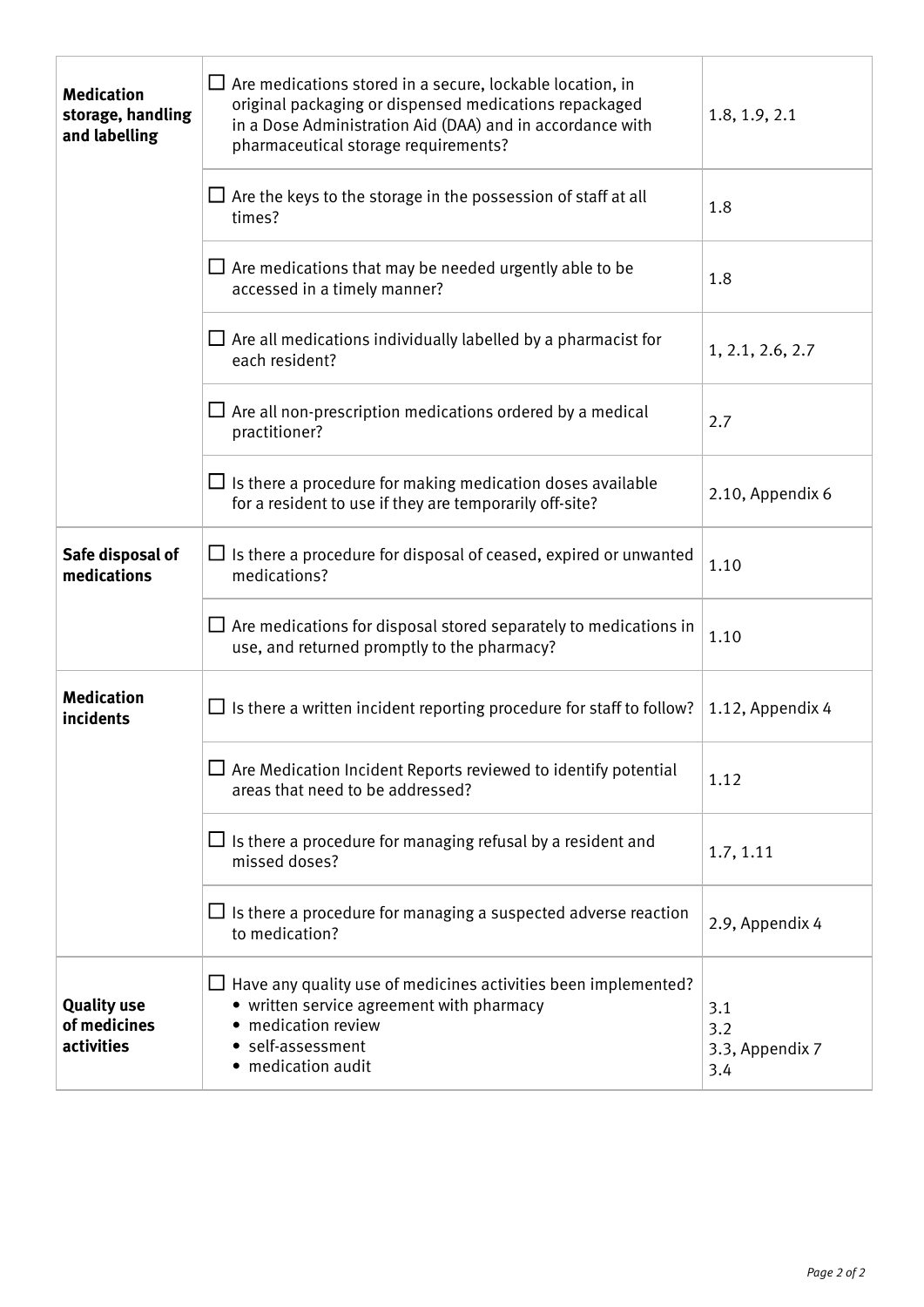| | | |
|---|---|---|
| **Medication storage, handling and labelling** | ☐ Are medications stored in a secure, lockable location, in original packaging or dispensed medications repackaged in a Dose Administration Aid (DAA) and in accordance with pharmaceutical storage requirements? | 1.8, 1.9, 2.1 |
| | ☐ Are the keys to the storage in the possession of staff at all times? | 1.8 |
| | ☐ Are medications that may be needed urgently able to be accessed in a timely manner? | 1.8 |
| | ☐ Are all medications individually labelled by a pharmacist for each resident? | 1, 2.1, 2.6, 2.7 |
| | ☐ Are all non-prescription medications ordered by a medical practitioner? | 2.7 |
| | ☐ Is there a procedure for making medication doses available for a resident to use if they are temporarily off-site? | 2.10, Appendix 6 |
| **Safe disposal of medications** | ☐ Is there a procedure for disposal of ceased, expired or unwanted medications? | 1.10 |
| | ☐ Are medications for disposal stored separately to medications in use, and returned promptly to the pharmacy? | 1.10 |
| **Medication incidents** | ☐ Is there a written incident reporting procedure for staff to follow? | 1.12, Appendix 4 |
| | ☐ Are Medication Incident Reports reviewed to identify potential areas that need to be addressed? | 1.12 |
| | ☐ Is there a procedure for managing refusal by a resident and missed doses? | 1.7, 1.11 |
| | ☐ Is there a procedure for managing a suspected adverse reaction to medication? | 2.9, Appendix 4 |
| **Quality use of medicines activities** | ☐ Have any quality use of medicines activities been implemented?<br>• written service agreement with pharmacy<br>• medication review<br>• self-assessment<br>• medication audit | <br>3.1<br>3.2<br>3.3, Appendix 7<br>3.4 |